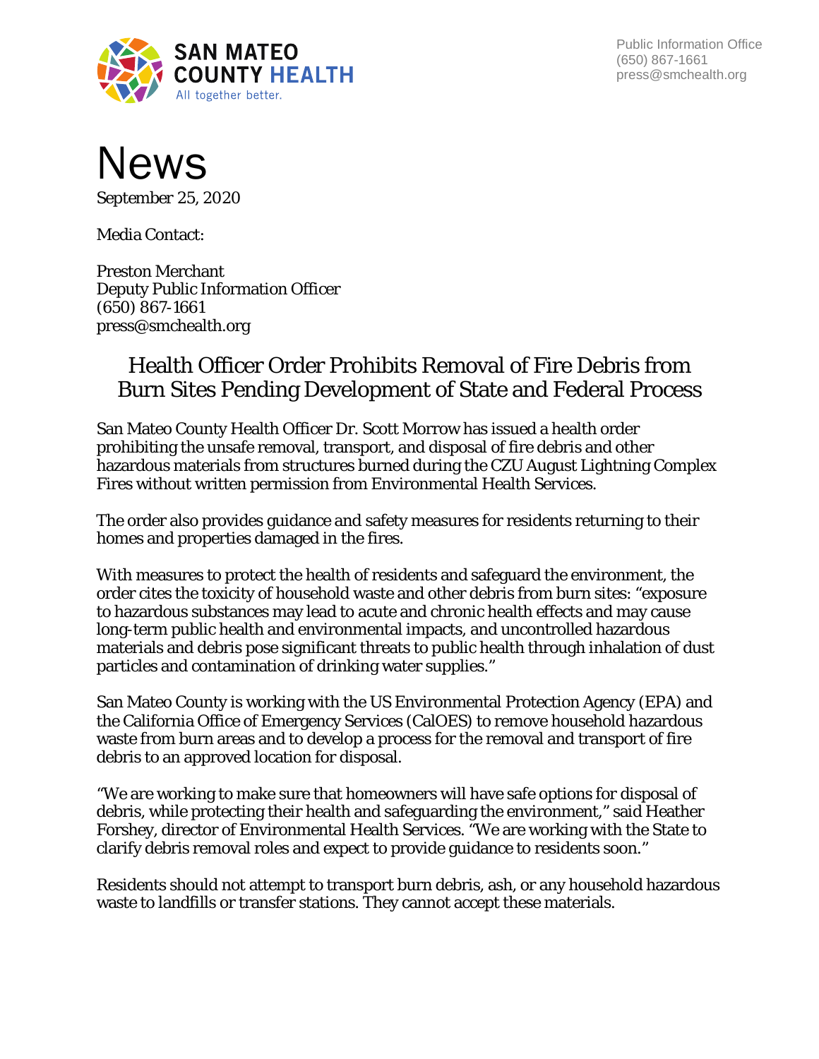SAN MATEO COUNTY HEALTH
All together better.

Public Information Office
(650) 867-1661
press@smchealth.org

# News

September 25, 2020

Media Contact:

Preston Merchant
Deputy Public Information Officer
(650) 867-1661
press@smchealth.org

## Health Officer Order Prohibits Removal of Fire Debris from Burn Sites Pending Development of State and Federal Process

San Mateo County Health Officer Dr. Scott Morrow has issued a health order prohibiting the unsafe removal, transport, and disposal of fire debris and other hazardous materials from structures burned during the CZU August Lightning Complex Fires without written permission from Environmental Health Services.

The order also provides guidance and safety measures for residents returning to their homes and properties damaged in the fires.

With measures to protect the health of residents and safeguard the environment, the order cites the toxicity of household waste and other debris from burn sites: "exposure to hazardous substances may lead to acute and chronic health effects and may cause long-term public health and environmental impacts, and uncontrolled hazardous materials and debris pose significant threats to public health through inhalation of dust particles and contamination of drinking water supplies."

San Mateo County is working with the US Environmental Protection Agency (EPA) and the California Office of Emergency Services (CalOES) to remove household hazardous waste from burn areas and to develop a process for the removal and transport of fire debris to an approved location for disposal.

"We are working to make sure that homeowners will have safe options for disposal of debris, while protecting their health and safeguarding the environment," said Heather Forshey, director of Environmental Health Services. "We are working with the State to clarify debris removal roles and expect to provide guidance to residents soon."

Residents should not attempt to transport burn debris, ash, or any household hazardous waste to landfills or transfer stations. They cannot accept these materials.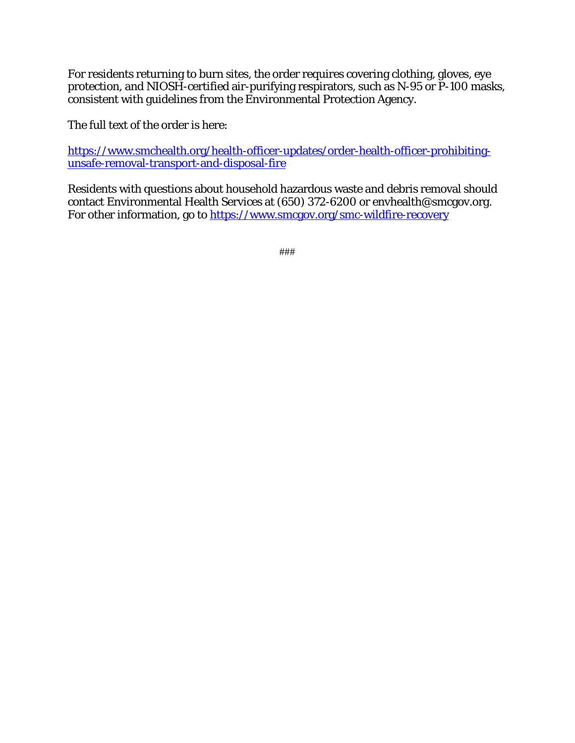For residents returning to burn sites, the order requires covering clothing, gloves, eye protection, and NIOSH-certified air-purifying respirators, such as N-95 or P-100 masks, consistent with guidelines from the Environmental Protection Agency.

The full text of the order is here:

https://www.smchealth.org/health-officer-updates/order-health-officer-prohibiting-unsafe-removal-transport-and-disposal-fire

Residents with questions about household hazardous waste and debris removal should contact Environmental Health Services at (650) 372-6200 or envhealth@smcgov.org. For other information, go to https://www.smcgov.org/smc-wildfire-recovery

###